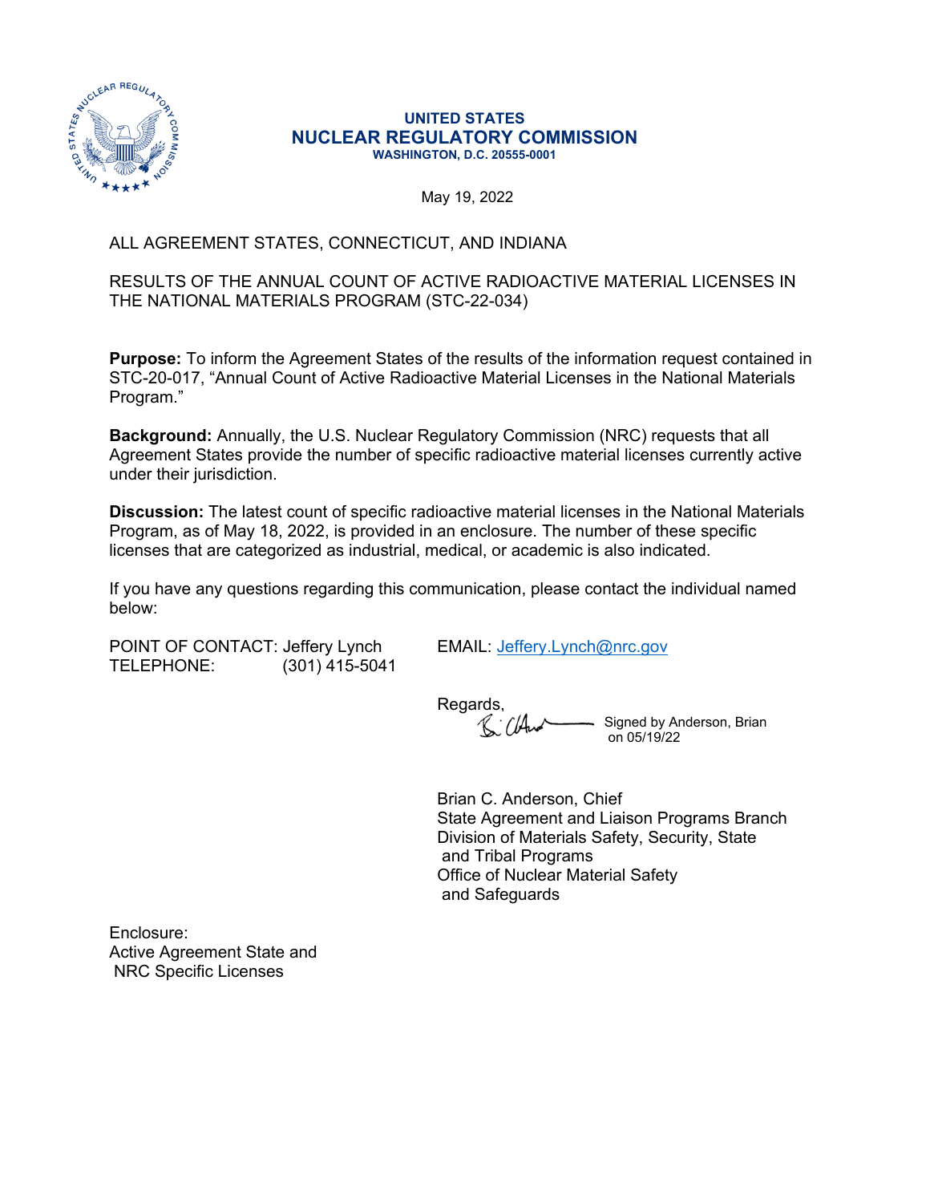**UNITED STATES**
# NUCLEAR REGULATORY COMMISSION
**WASHINGTON, D.C. 20555-0001**

May 19, 2022

ALL AGREEMENT STATES, CONNECTICUT, AND INDIANA

RESULTS OF THE ANNUAL COUNT OF ACTIVE RADIOACTIVE MATERIAL LICENSES IN THE NATIONAL MATERIALS PROGRAM (STC-22-034)

**Purpose:** To inform the Agreement States of the results of the information request contained in STC-20-017, "Annual Count of Active Radioactive Material Licenses in the National Materials Program."

**Background:** Annually, the U.S. Nuclear Regulatory Commission (NRC) requests that all Agreement States provide the number of specific radioactive material licenses currently active under their jurisdiction.

**Discussion:** The latest count of specific radioactive material licenses in the National Materials Program, as of May 18, 2022, is provided in an enclosure. The number of these specific licenses that are categorized as industrial, medical, or academic is also indicated.

If you have any questions regarding this communication, please contact the individual named below:

POINT OF CONTACT: Jeffery Lynch
TELEPHONE: (301) 415-5041

EMAIL: Jeffery.Lynch@nrc.gov

Regards,

Signed by Anderson, Brian on 05/19/22

Brian C. Anderson, Chief
State Agreement and Liaison Programs Branch
Division of Materials Safety, Security, State and Tribal Programs
Office of Nuclear Material Safety and Safeguards

Enclosure:
Active Agreement State and NRC Specific Licenses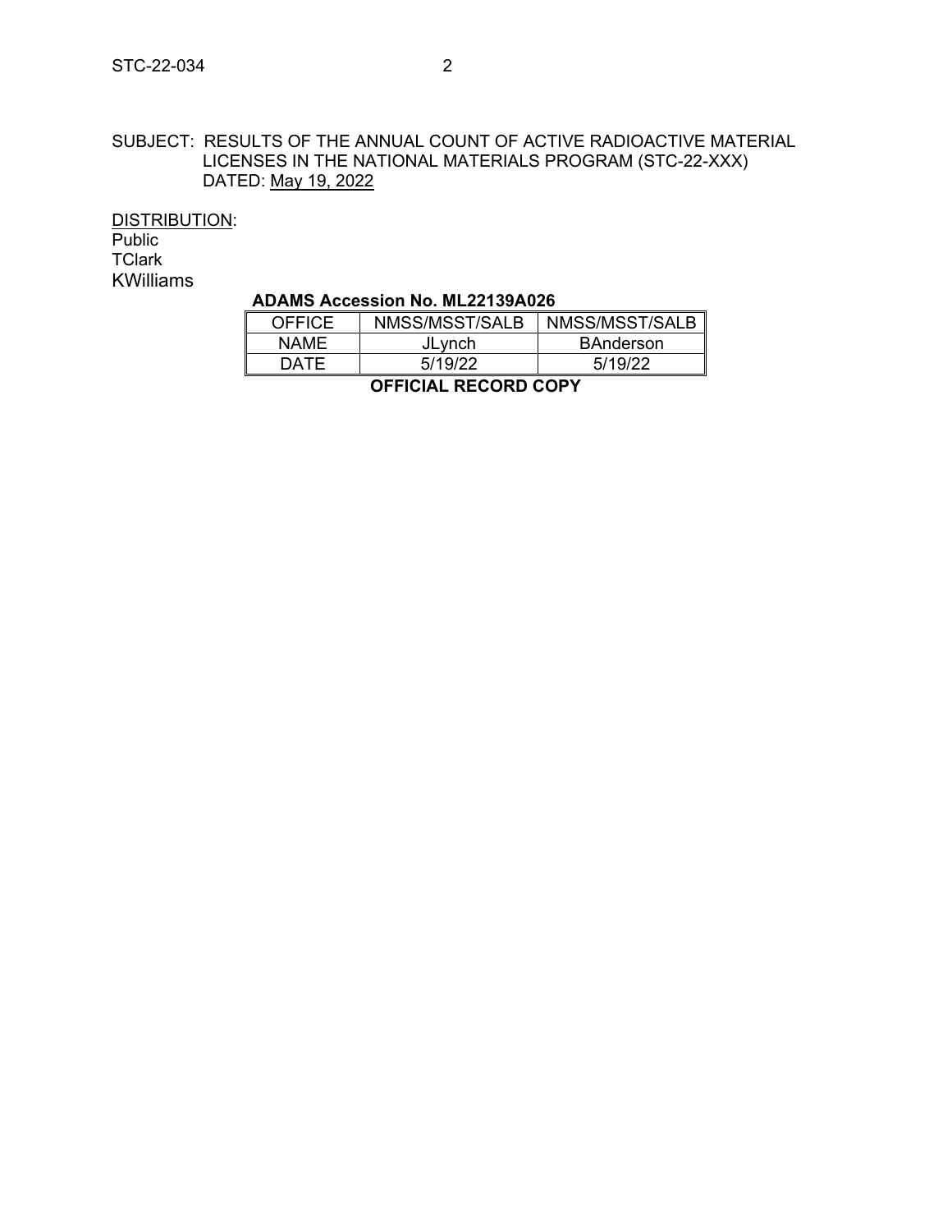SUBJECT: RESULTS OF THE ANNUAL COUNT OF ACTIVE RADIOACTIVE MATERIAL LICENSES IN THE NATIONAL MATERIALS PROGRAM (STC-22-XXX)
DATED: May 19, 2022

DISTRIBUTION:
Public
TClark
KWilliams

**ADAMS Accession No. ML22139A026**

| OFFICE | NMSS/MSST/SALB | NMSS/MSST/SALB |
|---|---|---|
| NAME | JLynch | BAnderson |
| DATE | 5/19/22 | 5/19/22 |

**OFFICIAL RECORD COPY**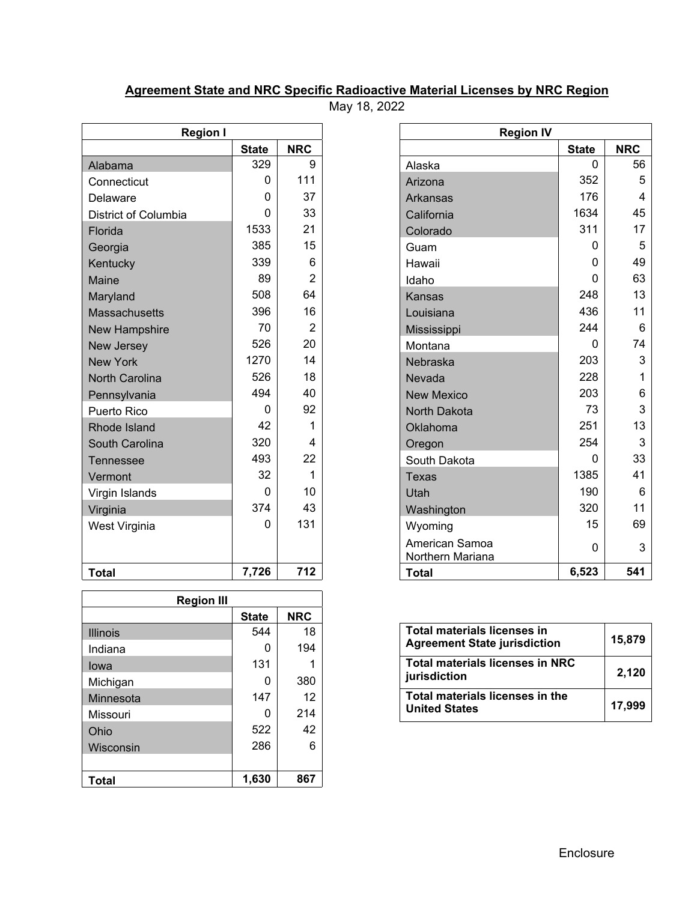**Agreement State and NRC Specific Radioactive Material Licenses by NRC Region**

May 18, 2022

| Region I | | |
|---|---|---|
| | State | NRC |
| Alabama | 329 | 9 |
| Connecticut | 0 | 111 |
| Delaware | 0 | 37 |
| District of Columbia | 0 | 33 |
| Florida | 1533 | 21 |
| Georgia | 385 | 15 |
| Kentucky | 339 | 6 |
| Maine | 89 | 2 |
| Maryland | 508 | 64 |
| Massachusetts | 396 | 16 |
| New Hampshire | 70 | 2 |
| New Jersey | 526 | 20 |
| New York | 1270 | 14 |
| North Carolina | 526 | 18 |
| Pennsylvania | 494 | 40 |
| Puerto Rico | 0 | 92 |
| Rhode Island | 42 | 1 |
| South Carolina | 320 | 4 |
| Tennessee | 493 | 22 |
| Vermont | 32 | 1 |
| Virgin Islands | 0 | 10 |
| Virginia | 374 | 43 |
| West Virginia | 0 | 131 |
| **Total** | **7,726** | **712** |

| Region III | | |
|---|---|---|
| | State | NRC |
| Illinois | 544 | 18 |
| Indiana | 0 | 194 |
| Iowa | 131 | 1 |
| Michigan | 0 | 380 |
| Minnesota | 147 | 12 |
| Missouri | 0 | 214 |
| Ohio | 522 | 42 |
| Wisconsin | 286 | 6 |
| **Total** | **1,630** | **867** |

| Region IV | | |
|---|---|---|
| | State | NRC |
| Alaska | 0 | 56 |
| Arizona | 352 | 5 |
| Arkansas | 176 | 4 |
| California | 1634 | 45 |
| Colorado | 311 | 17 |
| Guam | 0 | 5 |
| Hawaii | 0 | 49 |
| Idaho | 0 | 63 |
| Kansas | 248 | 13 |
| Louisiana | 436 | 11 |
| Mississippi | 244 | 6 |
| Montana | 0 | 74 |
| Nebraska | 203 | 3 |
| Nevada | 228 | 1 |
| New Mexico | 203 | 6 |
| North Dakota | 73 | 3 |
| Oklahoma | 251 | 13 |
| Oregon | 254 | 3 |
| South Dakota | 0 | 33 |
| Texas | 1385 | 41 |
| Utah | 190 | 6 |
| Washington | 320 | 11 |
| Wyoming | 15 | 69 |
| American Samoa Northern Mariana | 0 | 3 |
| **Total** | **6,523** | **541** |

| | |
|---|---|
| **Total materials licenses in Agreement State jurisdiction** | **15,879** |
| **Total materials licenses in NRC jurisdiction** | **2,120** |
| **Total materials licenses in the United States** | **17,999** |

Enclosure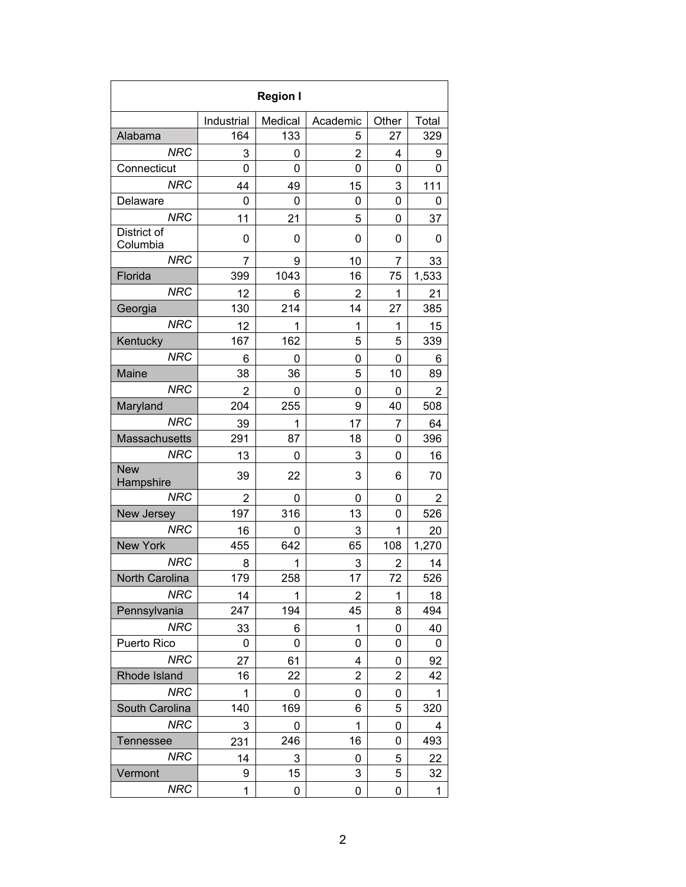| Region I | | | | | |
|---|---|---|---|---|---|
| | Industrial | Medical | Academic | Other | Total |
| Alabama | 164 | 133 | 5 | 27 | 329 |
| *NRC* | 3 | 0 | 2 | 4 | 9 |
| Connecticut | 0 | 0 | 0 | 0 | 0 |
| *NRC* | 44 | 49 | 15 | 3 | 111 |
| Delaware | 0 | 0 | 0 | 0 | 0 |
| *NRC* | 11 | 21 | 5 | 0 | 37 |
| District of Columbia | 0 | 0 | 0 | 0 | 0 |
| *NRC* | 7 | 9 | 10 | 7 | 33 |
| Florida | 399 | 1043 | 16 | 75 | 1,533 |
| *NRC* | 12 | 6 | 2 | 1 | 21 |
| Georgia | 130 | 214 | 14 | 27 | 385 |
| *NRC* | 12 | 1 | 1 | 1 | 15 |
| Kentucky | 167 | 162 | 5 | 5 | 339 |
| *NRC* | 6 | 0 | 0 | 0 | 6 |
| Maine | 38 | 36 | 5 | 10 | 89 |
| *NRC* | 2 | 0 | 0 | 0 | 2 |
| Maryland | 204 | 255 | 9 | 40 | 508 |
| *NRC* | 39 | 1 | 17 | 7 | 64 |
| Massachusetts | 291 | 87 | 18 | 0 | 396 |
| *NRC* | 13 | 0 | 3 | 0 | 16 |
| New Hampshire | 39 | 22 | 3 | 6 | 70 |
| *NRC* | 2 | 0 | 0 | 0 | 2 |
| New Jersey | 197 | 316 | 13 | 0 | 526 |
| *NRC* | 16 | 0 | 3 | 1 | 20 |
| New York | 455 | 642 | 65 | 108 | 1,270 |
| *NRC* | 8 | 1 | 3 | 2 | 14 |
| North Carolina | 179 | 258 | 17 | 72 | 526 |
| *NRC* | 14 | 1 | 2 | 1 | 18 |
| Pennsylvania | 247 | 194 | 45 | 8 | 494 |
| *NRC* | 33 | 6 | 1 | 0 | 40 |
| Puerto Rico | 0 | 0 | 0 | 0 | 0 |
| *NRC* | 27 | 61 | 4 | 0 | 92 |
| Rhode Island | 16 | 22 | 2 | 2 | 42 |
| *NRC* | 1 | 0 | 0 | 0 | 1 |
| South Carolina | 140 | 169 | 6 | 5 | 320 |
| *NRC* | 3 | 0 | 1 | 0 | 4 |
| Tennessee | 231 | 246 | 16 | 0 | 493 |
| *NRC* | 14 | 3 | 0 | 5 | 22 |
| Vermont | 9 | 15 | 3 | 5 | 32 |
| *NRC* | 1 | 0 | 0 | 0 | 1 |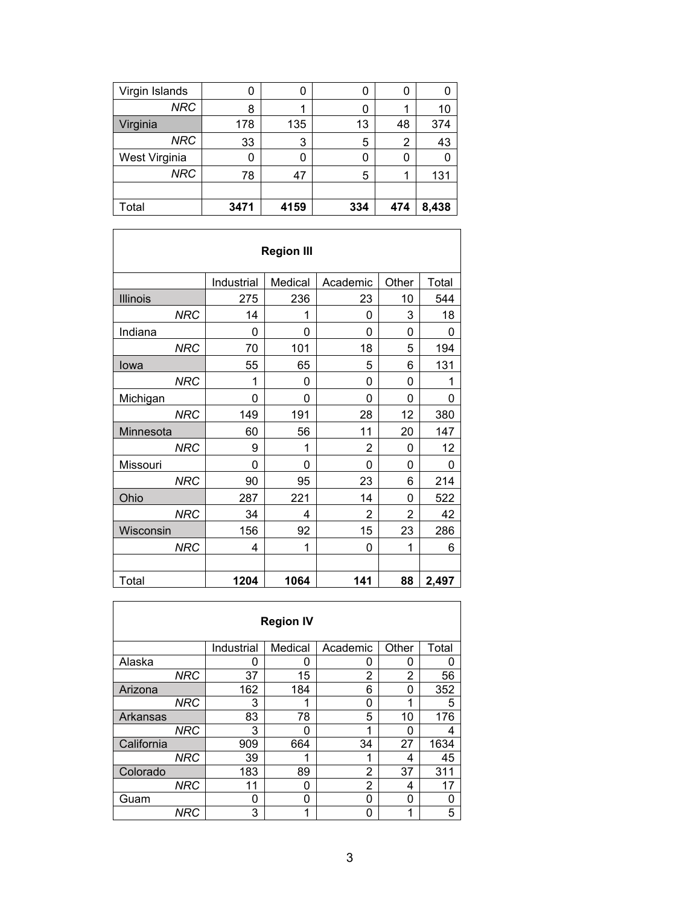| | | | | | |
|---|---|---|---|---|---|
| Virgin Islands | 0 | 0 | 0 | 0 | 0 |
| *NRC* | 8 | 1 | 0 | 1 | 10 |
| Virginia | 178 | 135 | 13 | 48 | 374 |
| *NRC* | 33 | 3 | 5 | 2 | 43 |
| West Virginia | 0 | 0 | 0 | 0 | 0 |
| *NRC* | 78 | 47 | 5 | 1 | 131 |
| | | | | | |
| Total | **3471** | **4159** | **334** | **474** | **8,438** |

**Region III**

| | Industrial | Medical | Academic | Other | Total |
|---|---|---|---|---|---|
| Illinois | 275 | 236 | 23 | 10 | 544 |
| *NRC* | 14 | 1 | 0 | 3 | 18 |
| Indiana | 0 | 0 | 0 | 0 | 0 |
| *NRC* | 70 | 101 | 18 | 5 | 194 |
| Iowa | 55 | 65 | 5 | 6 | 131 |
| *NRC* | 1 | 0 | 0 | 0 | 1 |
| Michigan | 0 | 0 | 0 | 0 | 0 |
| *NRC* | 149 | 191 | 28 | 12 | 380 |
| Minnesota | 60 | 56 | 11 | 20 | 147 |
| *NRC* | 9 | 1 | 2 | 0 | 12 |
| Missouri | 0 | 0 | 0 | 0 | 0 |
| *NRC* | 90 | 95 | 23 | 6 | 214 |
| Ohio | 287 | 221 | 14 | 0 | 522 |
| *NRC* | 34 | 4 | 2 | 2 | 42 |
| Wisconsin | 156 | 92 | 15 | 23 | 286 |
| *NRC* | 4 | 1 | 0 | 1 | 6 |
| | | | | | |
| Total | **1204** | **1064** | **141** | **88** | **2,497** |

**Region IV**

| | Industrial | Medical | Academic | Other | Total |
|---|---|---|---|---|---|
| Alaska | 0 | 0 | 0 | 0 | 0 |
| *NRC* | 37 | 15 | 2 | 2 | 56 |
| Arizona | 162 | 184 | 6 | 0 | 352 |
| *NRC* | 3 | 1 | 0 | 1 | 5 |
| Arkansas | 83 | 78 | 5 | 10 | 176 |
| *NRC* | 3 | 0 | 1 | 0 | 4 |
| California | 909 | 664 | 34 | 27 | 1634 |
| *NRC* | 39 | 1 | 1 | 4 | 45 |
| Colorado | 183 | 89 | 2 | 37 | 311 |
| *NRC* | 11 | 0 | 2 | 4 | 17 |
| Guam | 0 | 0 | 0 | 0 | 0 |
| *NRC* | 3 | 1 | 0 | 1 | 5 |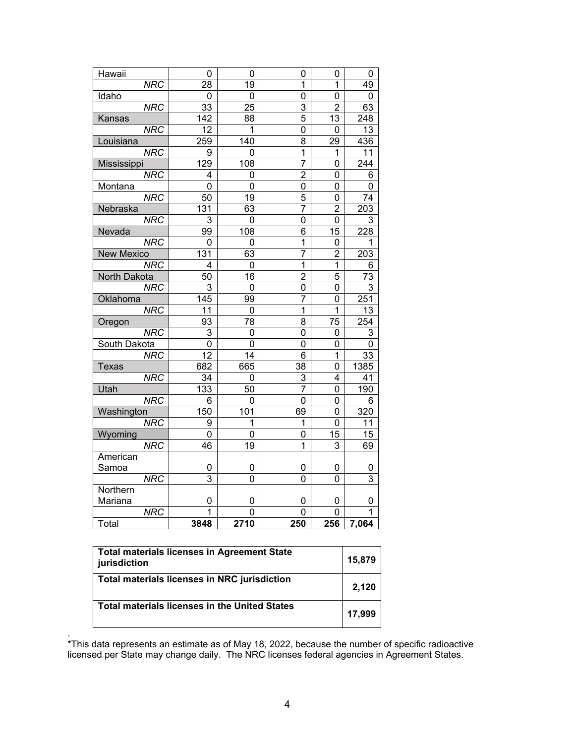| | | | | | |
|---|---|---|---|---|---|
| Hawaii | 0 | 0 | 0 | 0 | 0 |
| *NRC* | 28 | 19 | 1 | 1 | 49 |
| Idaho | 0 | 0 | 0 | 0 | 0 |
| *NRC* | 33 | 25 | 3 | 2 | 63 |
| Kansas | 142 | 88 | 5 | 13 | 248 |
| *NRC* | 12 | 1 | 0 | 0 | 13 |
| Louisiana | 259 | 140 | 8 | 29 | 436 |
| *NRC* | 9 | 0 | 1 | 1 | 11 |
| Mississippi | 129 | 108 | 7 | 0 | 244 |
| *NRC* | 4 | 0 | 2 | 0 | 6 |
| Montana | 0 | 0 | 0 | 0 | 0 |
| *NRC* | 50 | 19 | 5 | 0 | 74 |
| Nebraska | 131 | 63 | 7 | 2 | 203 |
| *NRC* | 3 | 0 | 0 | 0 | 3 |
| Nevada | 99 | 108 | 6 | 15 | 228 |
| *NRC* | 0 | 0 | 1 | 0 | 1 |
| New Mexico | 131 | 63 | 7 | 2 | 203 |
| *NRC* | 4 | 0 | 1 | 1 | 6 |
| North Dakota | 50 | 16 | 2 | 5 | 73 |
| *NRC* | 3 | 0 | 0 | 0 | 3 |
| Oklahoma | 145 | 99 | 7 | 0 | 251 |
| *NRC* | 11 | 0 | 1 | 1 | 13 |
| Oregon | 93 | 78 | 8 | 75 | 254 |
| *NRC* | 3 | 0 | 0 | 0 | 3 |
| South Dakota | 0 | 0 | 0 | 0 | 0 |
| *NRC* | 12 | 14 | 6 | 1 | 33 |
| Texas | 682 | 665 | 38 | 0 | 1385 |
| *NRC* | 34 | 0 | 3 | 4 | 41 |
| Utah | 133 | 50 | 7 | 0 | 190 |
| *NRC* | 6 | 0 | 0 | 0 | 6 |
| Washington | 150 | 101 | 69 | 0 | 320 |
| *NRC* | 9 | 1 | 1 | 0 | 11 |
| Wyoming | 0 | 0 | 0 | 15 | 15 |
| *NRC* | 46 | 19 | 1 | 3 | 69 |
| American Samoa | 0 | 0 | 0 | 0 | 0 |
| *NRC* | 3 | 0 | 0 | 0 | 3 |
| Northern Mariana | 0 | 0 | 0 | 0 | 0 |
| *NRC* | 1 | 0 | 0 | 0 | 1 |
| Total | **3848** | **2710** | **250** | **256** | **7,064** |

| | |
|---|---|
| **Total materials licenses in Agreement State jurisdiction** | **15,879** |
| **Total materials licenses in NRC jurisdiction** | **2,120** |
| **Total materials licenses in the United States** | **17,999** |

.
*This data represents an estimate as of May 18, 2022, because the number of specific radioactive licensed per State may change daily. The NRC licenses federal agencies in Agreement States.